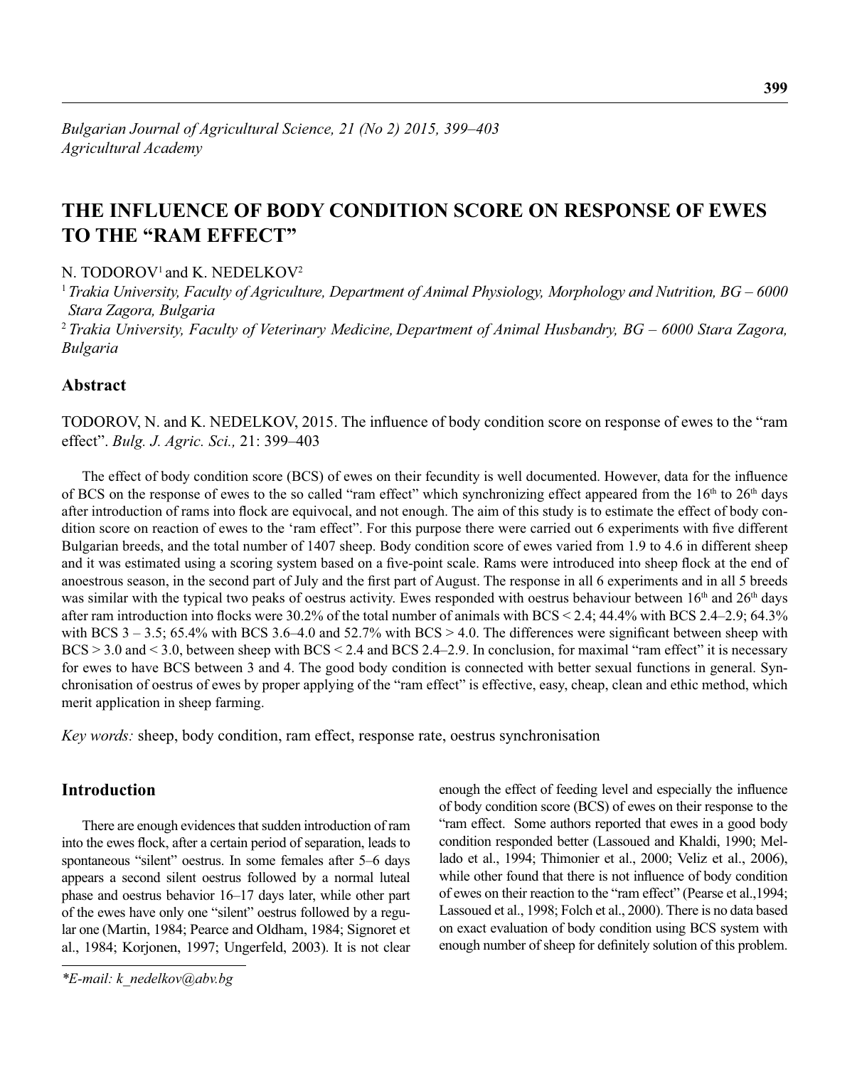*Bulgarian Journal of Agricultural Science, 21 (No 2) 2015, 399–403*
*Agricultural Academy*

# THE INFLUENCE OF BODY CONDITION SCORE ON RESPONSE OF EWES TO THE "RAM EFFECT"

N. TODOROV[1] and K. NEDELKOV[2]

[1] *Trakia University, Faculty of Agriculture, Department of Animal Physiology, Morphology and Nutrition, BG – 6000 Stara Zagora, Bulgaria*

[2] *Trakia University, Faculty of Veterinary Medicine, Department of Animal Husbandry, BG – 6000 Stara Zagora, Bulgaria*

## Abstract

TODOROV, N. and K. NEDELKOV, 2015. The influence of body condition score on response of ewes to the "ram effect". *Bulg. J. Agric. Sci.,* 21: 399–403

The effect of body condition score (BCS) of ewes on their fecundity is well documented. However, data for the influence of BCS on the response of ewes to the so called "ram effect" which synchronizing effect appeared from the 16th to 26th days after introduction of rams into flock are equivocal, and not enough. The aim of this study is to estimate the effect of body condition score on reaction of ewes to the 'ram effect". For this purpose there were carried out 6 experiments with five different Bulgarian breeds, and the total number of 1407 sheep. Body condition score of ewes varied from 1.9 to 4.6 in different sheep and it was estimated using a scoring system based on a five-point scale. Rams were introduced into sheep flock at the end of anoestrous season, in the second part of July and the first part of August. The response in all 6 experiments and in all 5 breeds was similar with the typical two peaks of oestrus activity. Ewes responded with oestrus behaviour between 16th and 26th days after ram introduction into flocks were 30.2% of the total number of animals with BCS < 2.4; 44.4% with BCS 2.4–2.9; 64.3% with BCS 3 – 3.5; 65.4% with BCS 3.6–4.0 and 52.7% with BCS > 4.0. The differences were significant between sheep with BCS > 3.0 and < 3.0, between sheep with BCS < 2.4 and BCS 2.4–2.9. In conclusion, for maximal "ram effect" it is necessary for ewes to have BCS between 3 and 4. The good body condition is connected with better sexual functions in general. Synchronisation of oestrus of ewes by proper applying of the "ram effect" is effective, easy, cheap, clean and ethic method, which merit application in sheep farming.

*Key words:* sheep, body condition, ram effect, response rate, oestrus synchronisation

## Introduction

There are enough evidences that sudden introduction of ram into the ewes flock, after a certain period of separation, leads to spontaneous "silent" oestrus. In some females after 5–6 days appears a second silent oestrus followed by a normal luteal phase and oestrus behavior 16–17 days later, while other part of the ewes have only one "silent" oestrus followed by a regular one (Martin, 1984; Pearce and Oldham, 1984; Signoret et al., 1984; Korjonen, 1997; Ungerfeld, 2003). It is not clear enough the effect of feeding level and especially the influence of body condition score (BCS) of ewes on their response to the "ram effect. Some authors reported that ewes in a good body condition responded better (Lassoued and Khaldi, 1990; Mellado et al., 1994; Thimonier et al., 2000; Veliz et al., 2006), while other found that there is not influence of body condition of ewes on their reaction to the "ram effect" (Pearse et al.,1994; Lassoued et al., 1998; Folch et al., 2000). There is no data based on exact evaluation of body condition using BCS system with enough number of sheep for definitely solution of this problem.

*E-mail: k_nedelkov@abv.bg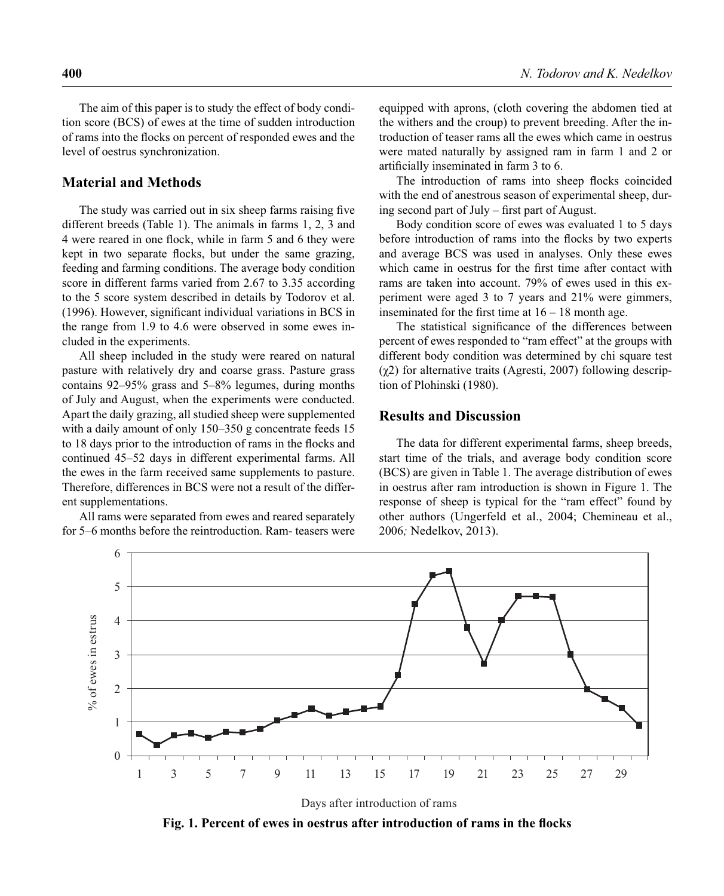The aim of this paper is to study the effect of body condition score (BCS) of ewes at the time of sudden introduction of rams into the flocks on percent of responded ewes and the level of oestrus synchronization.

## Material and Methods

The study was carried out in six sheep farms raising five different breeds (Table 1). The animals in farms 1, 2, 3 and 4 were reared in one flock, while in farm 5 and 6 they were kept in two separate flocks, but under the same grazing, feeding and farming conditions. The average body condition score in different farms varied from 2.67 to 3.35 according to the 5 score system described in details by Todorov et al. (1996). However, significant individual variations in BCS in the range from 1.9 to 4.6 were observed in some ewes included in the experiments.

All sheep included in the study were reared on natural pasture with relatively dry and coarse grass. Pasture grass contains 92–95% grass and 5–8% legumes, during months of July and August, when the experiments were conducted. Apart the daily grazing, all studied sheep were supplemented with a daily amount of only 150–350 g concentrate feeds 15 to 18 days prior to the introduction of rams in the flocks and continued 45–52 days in different experimental farms. All the ewes in the farm received same supplements to pasture. Therefore, differences in BCS were not a result of the different supplementations.

All rams were separated from ewes and reared separately for 5–6 months before the reintroduction. Ram- teasers were equipped with aprons, (cloth covering the abdomen tied at the withers and the croup) to prevent breeding. After the introduction of teaser rams all the ewes which came in oestrus were mated naturally by assigned ram in farm 1 and 2 or artificially inseminated in farm 3 to 6.

The introduction of rams into sheep flocks coincided with the end of anestrous season of experimental sheep, during second part of July – first part of August.

Body condition score of ewes was evaluated 1 to 5 days before introduction of rams into the flocks by two experts and average BCS was used in analyses. Only these ewes which came in oestrus for the first time after contact with rams are taken into account. 79% of ewes used in this experiment were aged 3 to 7 years and 21% were gimmers, inseminated for the first time at 16 – 18 month age.

The statistical significance of the differences between percent of ewes responded to "ram effect" at the groups with different body condition was determined by chi square test ($\chi 2$) for alternative traits (Agresti, 2007) following description of Plohinski (1980).

## Results and Discussion

The data for different experimental farms, sheep breeds, start time of the trials, and average body condition score (BCS) are given in Table 1. The average distribution of ewes in oestrus after ram introduction is shown in Figure 1. The response of sheep is typical for the "ram effect" found by other authors (Ungerfeld et al., 2004; Chemineau et al., 2006*;* Nedelkov, 2013).

**Fig. 1. Percent of ewes in oestrus after introduction of rams in the flocks**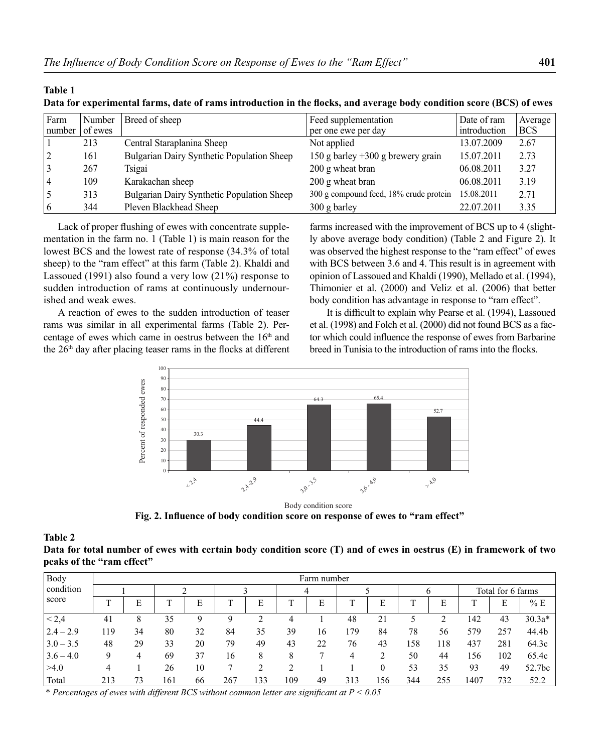**Table 1**

**Data for experimental farms, date of rams introduction in the flocks, and average body condition score (BCS) of ewes**

| Farm number | Number of ewes | Breed of sheep | Feed supplementation per one ewe per day | Date of ram introduction | Average BCS |
|---|---|---|---|---|---|
| 1 | 213 | Central Staraplanina Sheep | Not applied | 13.07.2009 | 2.67 |
| 2 | 161 | Bulgarian Dairy Synthetic Population Sheep | 150 g barley +300 g brewery grain | 15.07.2011 | 2.73 |
| 3 | 267 | Tsigai | 200 g wheat bran | 06.08.2011 | 3.27 |
| 4 | 109 | Karakachan sheep | 200 g wheat bran | 06.08.2011 | 3.19 |
| 5 | 313 | Bulgarian Dairy Synthetic Population Sheep | 300 g compound feed, 18% crude protein | 15.08.2011 | 2.71 |
| 6 | 344 | Pleven Blackhead Sheep | 300 g barley | 22.07.2011 | 3.35 |

Lack of proper flushing of ewes with concentrate supplementation in the farm no. 1 (Table 1) is main reason for the lowest BCS and the lowest rate of response (34.3% of total sheep) to the "ram effect" at this farm (Table 2). Khaldi and Lassoued (1991) also found a very low (21%) response to sudden introduction of rams at continuously undernourished and weak ewes.

A reaction of ewes to the sudden introduction of teaser rams was similar in all experimental farms (Table 2). Percentage of ewes which came in oestrus between the 16[th] and the 26[th] day after placing teaser rams in the flocks at different farms increased with the improvement of BCS up to 4 (slightly above average body condition) (Table 2 and Figure 2). It was observed the highest response to the "ram effect" of ewes with BCS between 3.6 and 4. This result is in agreement with opinion of Lassoued and Khaldi (1990), Mellado et al. (1994), Thimonier et al. (2000) and Veliz et al. (2006) that better body condition has advantage in response to "ram effect".

It is difficult to explain why Pearse et al. (1994), Lassoued et al. (1998) and Folch et al. (2000) did not found BCS as a factor which could influence the response of ewes from Barbarine breed in Tunisia to the introduction of rams into the flocks.

**Fig. 2. Influence of body condition score on response of ewes to "ram effect"**

**Table 2**

**Data for total number of ewes with certain body condition score (T) and of ewes in oestrus (E) in framework of two peaks of the "ram effect"**

| Body condition score | Farm number | | | | | | | | | | | | | | |
|---|---|---|---|---|---|---|---|---|---|---|---|---|---|---|---|
| | 1 | | 2 | | 3 | | 4 | | 5 | | 6 | | Total for 6 farms | | |
| | T | E | T | E | T | E | T | E | T | E | T | E | T | E | % E |
| < 2,4 | 41 | 8 | 35 | 9 | 9 | 2 | 4 | 1 | 48 | 21 | 5 | 2 | 142 | 43 | 30.3a* |
| 2.4 – 2.9 | 119 | 34 | 80 | 32 | 84 | 35 | 39 | 16 | 179 | 84 | 78 | 56 | 579 | 257 | 44.4b |
| 3.0 – 3.5 | 48 | 29 | 33 | 20 | 79 | 49 | 43 | 22 | 76 | 43 | 158 | 118 | 437 | 281 | 64.3c |
| 3.6 – 4.0 | 9 | 4 | 69 | 37 | 16 | 8 | 8 | 7 | 4 | 2 | 50 | 44 | 156 | 102 | 65.4c |
| >4.0 | 4 | 1 | 26 | 10 | 7 | 2 | 2 | 1 | 1 | 0 | 53 | 35 | 93 | 49 | 52.7bc |
| Total | 213 | 73 | 161 | 66 | 267 | 133 | 109 | 49 | 313 | 156 | 344 | 255 | 1407 | 732 | 52.2 |

*\* Percentages of ewes with different BCS without common letter are significant at $P < 0.05$*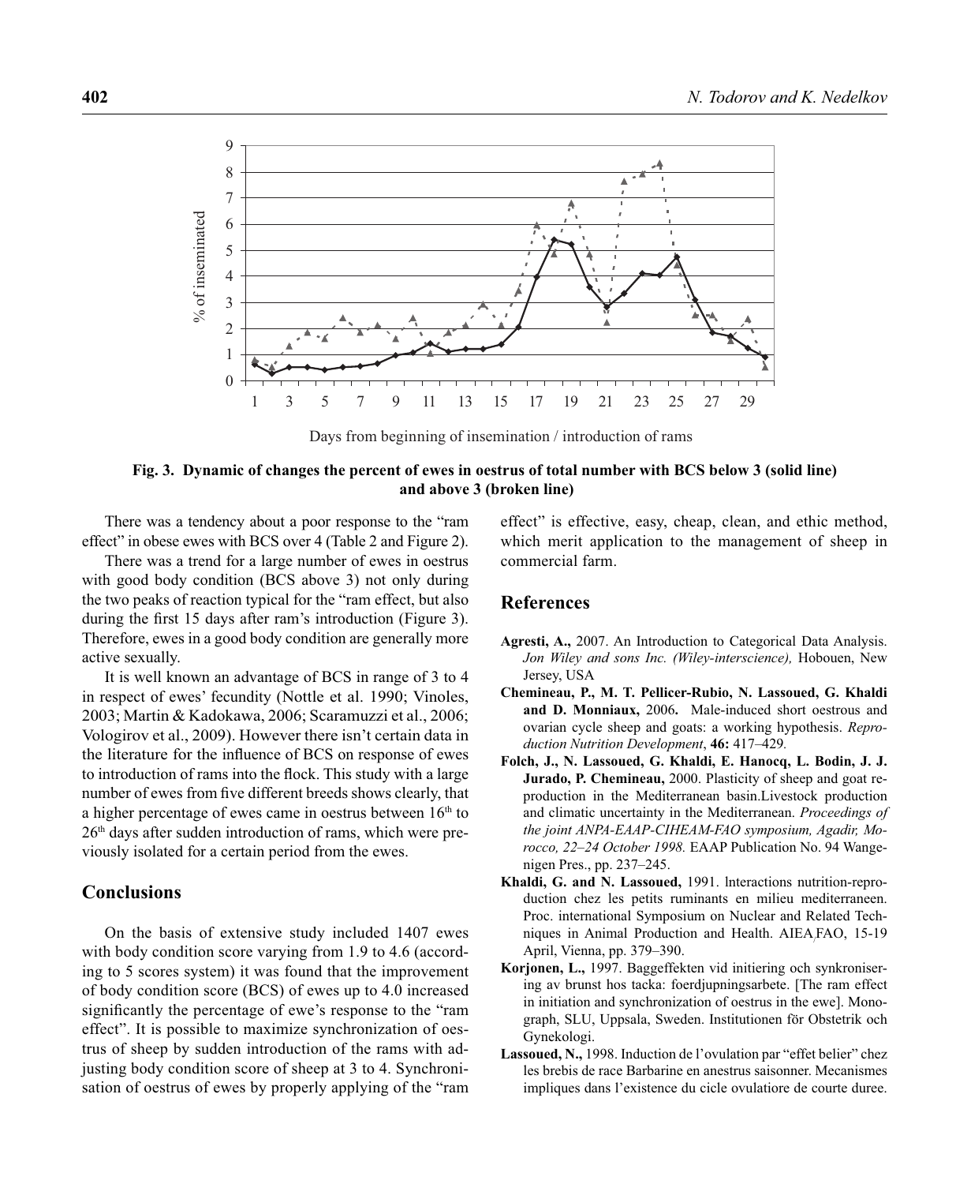Days from beginning of insemination / introduction of rams

**Fig. 3. Dynamic of changes the percent of ewes in oestrus of total number with BCS below 3 (solid line) and above 3 (broken line)**

There was a tendency about a poor response to the "ram effect" in obese ewes with BCS over 4 (Table 2 and Figure 2).

There was a trend for a large number of ewes in oestrus with good body condition (BCS above 3) not only during the two peaks of reaction typical for the "ram effect, but also during the first 15 days after ram's introduction (Figure 3). Therefore, ewes in a good body condition are generally more active sexually.

It is well known an advantage of BCS in range of 3 to 4 in respect of ewes' fecundity (Nottle et al. 1990; Vinoles, 2003; Martin & Kadokawa, 2006; Scaramuzzi et al., 2006; Vologirov et al., 2009). However there isn't certain data in the literature for the influence of BCS on response of ewes to introduction of rams into the flock. This study with a large number of ewes from five different breeds shows clearly, that a higher percentage of ewes came in oestrus between 16[th] to 26[th] days after sudden introduction of rams, which were previously isolated for a certain period from the ewes.

## Conclusions

On the basis of extensive study included 1407 ewes with body condition score varying from 1.9 to 4.6 (according to 5 scores system) it was found that the improvement of body condition score (BCS) of ewes up to 4.0 increased significantly the percentage of ewe's response to the "ram effect". It is possible to maximize synchronization of oestrus of sheep by sudden introduction of the rams with adjusting body condition score of sheep at 3 to 4. Synchronisation of oestrus of ewes by properly applying of the "ram effect" is effective, easy, cheap, clean, and ethic method, which merit application to the management of sheep in commercial farm.

## References

**Agresti, A.,** 2007. An Introduction to Categorical Data Analysis. *Jon Wiley and sons Inc. (Wiley-interscience),* Hobouen, New Jersey, USA

**Chemineau, P., M. T. Pellicer-Rubio, N. Lassoued, G. Khaldi and D. Monniaux,** 2006**.** Male-induced short oestrous and ovarian cycle sheep and goats: a working hypothesis. *Reproduction Nutrition Development*, **46:** 417–429.

**Folch, J., N. Lassoued, G. Khaldi, E. Hanocq, L. Bodin, J. J. Jurado, P. Chemineau,** 2000. Plasticity of sheep and goat reproduction in the Mediterranean basin.Livestock production and climatic uncertainty in the Mediterranean. *Proceedings of the joint ANPA-EAAP-CIHEAM-FAO symposium, Agadir, Morocco, 22–24 October 1998.* EAAP Publication No. 94 Wangenigen Pres., pp. 237–245.

**Khaldi, G. and N. Lassoued,** 1991. lnteractions nutrition-reproduction chez les petits ruminants en milieu mediterraneen. Proc. international Symposium on Nuclear and Related Techniques in Animal Production and Health. AIEA/FAO, 15-19 April, Vienna, pp. 379–390.

**Korjonen, L.,** 1997. Baggeffekten vid initiering och synkronisering av brunst hos tacka: foerdjupningsarbete. [The ram effect in initiation and synchronization of oestrus in the ewe]. Monograph, SLU, Uppsala, Sweden. Institutionen för Obstetrik och Gynekologi.

**Lassoued, N.,** 1998. Induction de l'ovulation par "effet belier" chez les brebis de race Barbarine en anestrus saisonner. Mecanismes impliques dans l'existence du cicle ovulatiore de courte duree.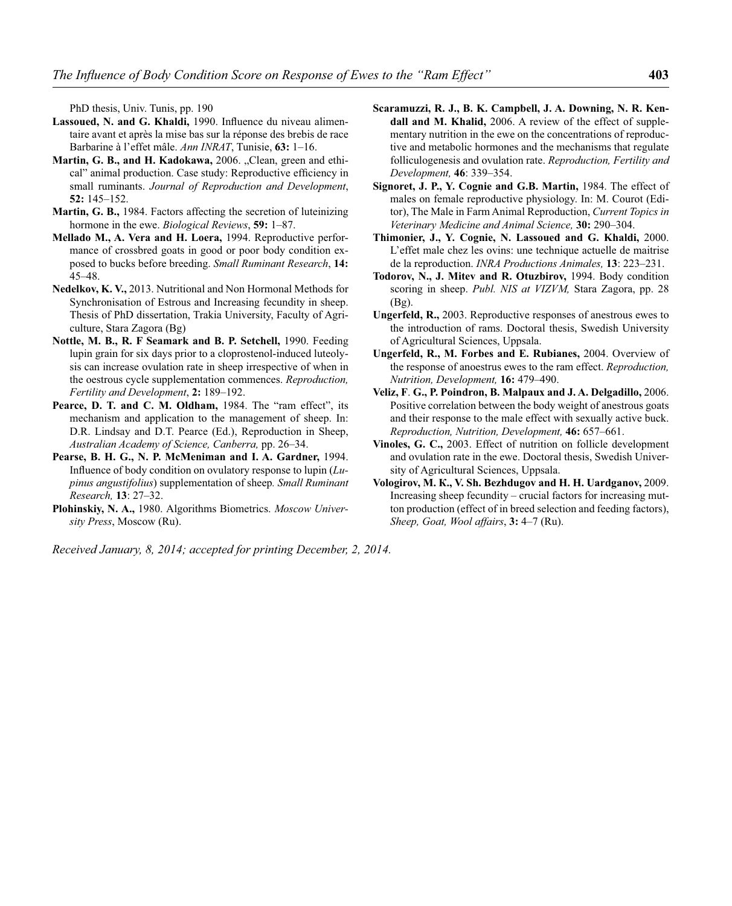PhD thesis, Univ. Tunis, pp. 190

**Lassoued, N. and G. Khaldi,** 1990. Influence du niveau alimentaire avant et après la mise bas sur la réponse des brebis de race Barbarine à l'effet mâle. *Ann INRAT*, Tunisie, **63:** 1–16.

**Martin, G. B., and H. Kadokawa,** 2006. „Clean, green and ethical" animal production. Case study: Reproductive efficiency in small ruminants. *Journal of Reproduction and Development*, **52:** 145–152.

**Martin, G. B.,** 1984. Factors affecting the secretion of luteinizing hormone in the ewe. *Biological Reviews*, **59:** 1–87.

**Mellado M., A. Vera and H. Loera,** 1994. Reproductive performance of crossbred goats in good or poor body condition exposed to bucks before breeding. *Small Ruminant Research*, **14:** 45–48.

**Nedelkov, K. V.,** 2013. Nutritional and Non Hormonal Methods for Synchronisation of Estrous and Increasing fecundity in sheep. Thesis of PhD dissertation, Trakia University, Faculty of Agriculture, Stara Zagora (Bg)

**Nottle, M. B., R. F Seamark and B. P. Setchell,** 1990. Feeding lupin grain for six days prior to a cloprostenol-induced luteolysis can increase ovulation rate in sheep irrespective of when in the oestrous cycle supplementation commences. *Reproduction, Fertility and Development*, **2:** 189–192.

**Pearce, D. T. and C. M. Oldham,** 1984. The "ram effect", its mechanism and application to the management of sheep. In: D.R. Lindsay and D.T. Pearce (Ed.), Reproduction in Sheep, *Australian Academy of Science, Canberra,* pp. 26–34.

**Pearse, B. H. G., N. P. McMeniman and I. A. Gardner,** 1994. Influence of body condition on ovulatory response to lupin (*Lupinus angustifolius*) supplementation of sheep*. Small Ruminant Research,* **13**: 27–32.

**Plohinskiy, N. A.,** 1980. Algorithms Biometrics. *Moscow University Press*, Moscow (Ru).

**Scaramuzzi, R. J., B. K. Campbell, J. A. Downing, N. R. Kendall and M. Khalid,** 2006. A review of the effect of supplementary nutrition in the ewe on the concentrations of reproductive and metabolic hormones and the mechanisms that regulate folliculogenesis and ovulation rate. *Reproduction, Fertility and Development,* **46**: 339–354.

**Signoret, J. P., Y. Cognie and G.B. Martin,** 1984. The effect of males on female reproductive physiology. In: M. Courot (Editor), The Male in Farm Animal Reproduction, *Current Topics in Veterinary Medicine and Animal Science,* **30:** 290–304.

**Thimonier, J., Y. Cognie, N. Lassoued and G. Khaldi,** 2000. L'effet male chez les ovins: une technique actuelle de maitrise de la reproduction. *INRA Productions Animales,* **13**: 223–231.

**Todorov, N., J. Mitev and R. Otuzbirov,** 1994. Body condition scoring in sheep. *Publ. NIS at VIZVM,* Stara Zagora, pp. 28 (Bg).

**Ungerfeld, R.,** 2003. Reproductive responses of anestrous ewes to the introduction of rams. Doctoral thesis, Swedish University of Agricultural Sciences, Uppsala.

**Ungerfeld, R., M. Forbes and E. Rubianes,** 2004. Overview of the response of anoestrus ewes to the ram effect. *Reproduction, Nutrition, Development,* **16:** 479–490.

**Veliz, F. G., P. Poindron, B. Malpaux and J. A. Delgadillo,** 2006. Positive correlation between the body weight of anestrous goats and their response to the male effect with sexually active buck. *Reproduction, Nutrition, Development,* **46:** 657–661.

**Vinoles, G. C.,** 2003. Effect of nutrition on follicle development and ovulation rate in the ewe. Doctoral thesis, Swedish University of Agricultural Sciences, Uppsala.

**Vologirov, M. K., V. Sh. Bezhdugov and H. H. Uardganov,** 2009. Increasing sheep fecundity – crucial factors for increasing mutton production (effect of in breed selection and feeding factors), *Sheep, Goat, Wool affairs*, **3:** 4–7 (Ru).

*Received January, 8, 2014; accepted for printing December, 2, 2014.*